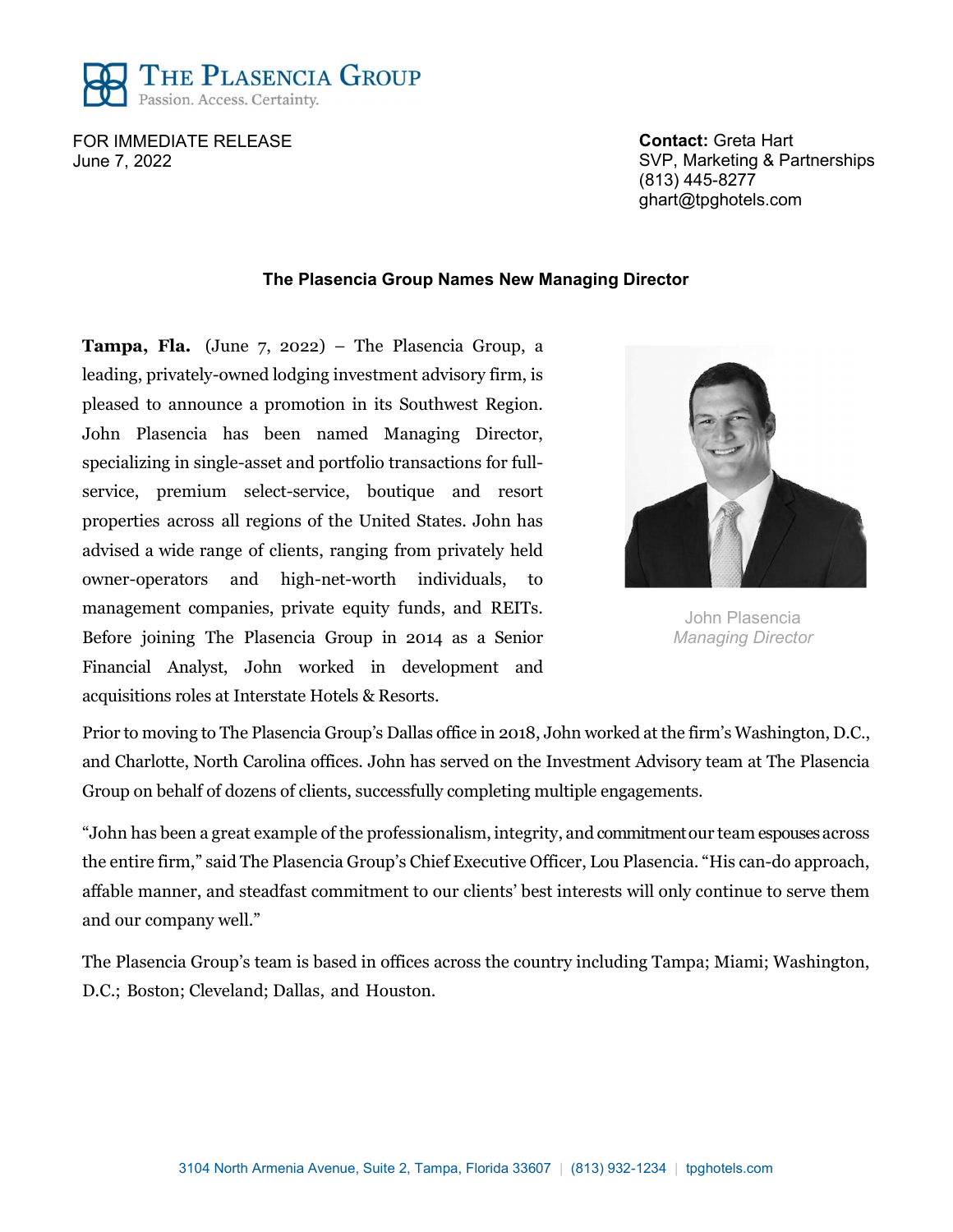**THE PLASENCIA GROUP**
Passion. Access. Certainty.

FOR IMMEDIATE RELEASE
June 7, 2022

**Contact:** Greta Hart
SVP, Marketing & Partnerships
(813) 445-8277
ghart@tpghotels.com

## The Plasencia Group Names New Managing Director

**Tampa, Fla.** (June 7, 2022) – The Plasencia Group, a leading, privately-owned lodging investment advisory firm, is pleased to announce a promotion in its Southwest Region. John Plasencia has been named Managing Director, specializing in single-asset and portfolio transactions for full-service, premium select-service, boutique and resort properties across all regions of the United States. John has advised a wide range of clients, ranging from privately held owner-operators and high-net-worth individuals, to management companies, private equity funds, and REITs. Before joining The Plasencia Group in 2014 as a Senior Financial Analyst, John worked in development and acquisitions roles at Interstate Hotels & Resorts.

John Plasencia
*Managing Director*

Prior to moving to The Plasencia Group's Dallas office in 2018, John worked at the firm's Washington, D.C., and Charlotte, North Carolina offices. John has served on the Investment Advisory team at The Plasencia Group on behalf of dozens of clients, successfully completing multiple engagements.

"John has been a great example of the professionalism, integrity, and commitment our team espouses across the entire firm," said The Plasencia Group's Chief Executive Officer, Lou Plasencia. "His can-do approach, affable manner, and steadfast commitment to our clients' best interests will only continue to serve them and our company well."

The Plasencia Group's team is based in offices across the country including Tampa; Miami; Washington, D.C.; Boston; Cleveland; Dallas, and Houston.

3104 North Armenia Avenue, Suite 2, Tampa, Florida 33607 | (813) 932-1234 | tpghotels.com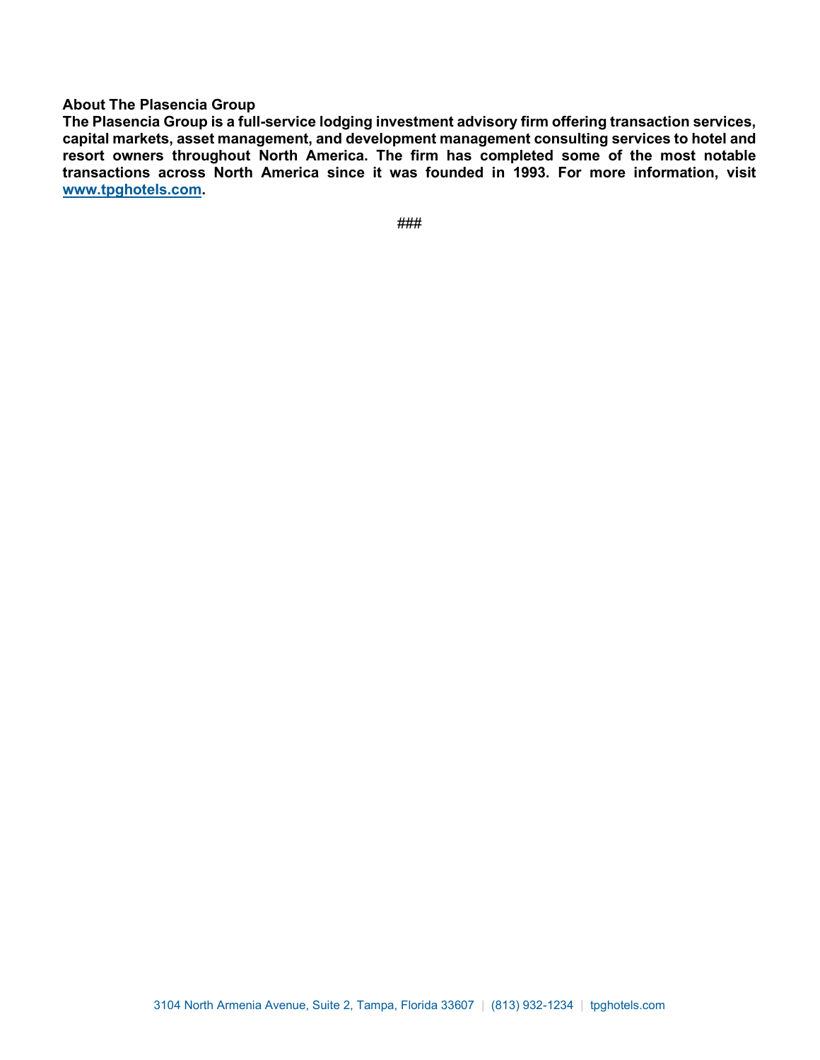**About The Plasencia Group**

**The Plasencia Group is a full-service lodging investment advisory firm offering transaction services, capital markets, asset management, and development management consulting services to hotel and resort owners throughout North America. The firm has completed some of the most notable transactions across North America since it was founded in 1993. For more information, visit [www.tpghotels.com](http://www.tpghotels.com).**

###